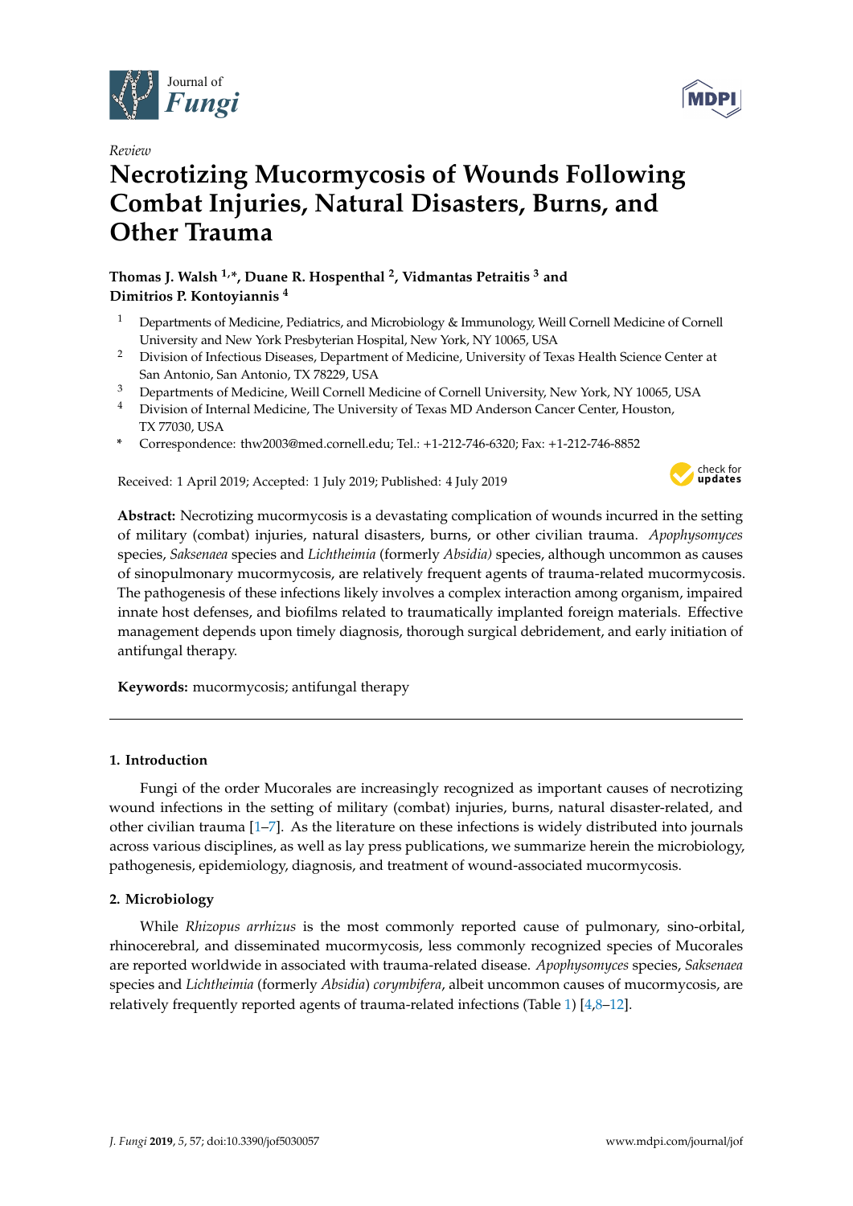*Review*

# Necrotizing Mucormycosis of Wounds Following Combat Injuries, Natural Disasters, Burns, and Other Trauma

**Thomas J. Walsh [1,*], Duane R. Hospenthal [2], Vidmantas Petraitis [3] and Dimitrios P. Kontoyiannis [4]**

[1] Departments of Medicine, Pediatrics, and Microbiology & Immunology, Weill Cornell Medicine of Cornell University and New York Presbyterian Hospital, New York, NY 10065, USA

[2] Division of Infectious Diseases, Department of Medicine, University of Texas Health Science Center at San Antonio, San Antonio, TX 78229, USA

[3] Departments of Medicine, Weill Cornell Medicine of Cornell University, New York, NY 10065, USA

[4] Division of Internal Medicine, The University of Texas MD Anderson Cancer Center, Houston, TX 77030, USA

[*] Correspondence: thw2003@med.cornell.edu; Tel.: +1-212-746-6320; Fax: +1-212-746-8852

Received: 1 April 2019; Accepted: 1 July 2019; Published: 4 July 2019

**Abstract:** Necrotizing mucormycosis is a devastating complication of wounds incurred in the setting of military (combat) injuries, natural disasters, burns, or other civilian trauma. *Apophysomyces* species, *Saksenaea* species and *Lichtheimia* (formerly *Absidia)* species, although uncommon as causes of sinopulmonary mucormycosis, are relatively frequent agents of trauma-related mucormycosis. The pathogenesis of these infections likely involves a complex interaction among organism, impaired innate host defenses, and biofilms related to traumatically implanted foreign materials. Effective management depends upon timely diagnosis, thorough surgical debridement, and early initiation of antifungal therapy.

**Keywords:** mucormycosis; antifungal therapy

## 1. Introduction

Fungi of the order Mucorales are increasingly recognized as important causes of necrotizing wound infections in the setting of military (combat) injuries, burns, natural disaster-related, and other civilian trauma [1–7]. As the literature on these infections is widely distributed into journals across various disciplines, as well as lay press publications, we summarize herein the microbiology, pathogenesis, epidemiology, diagnosis, and treatment of wound-associated mucormycosis.

## 2. Microbiology

While *Rhizopus arrhizus* is the most commonly reported cause of pulmonary, sino-orbital, rhinocerebral, and disseminated mucormycosis, less commonly recognized species of Mucorales are reported worldwide in associated with trauma-related disease. *Apophysomyces* species, *Saksenaea* species and *Lichtheimia* (formerly *Absidia*) *corymbifera*, albeit uncommon causes of mucormycosis, are relatively frequently reported agents of trauma-related infections (Table 1) [4,8–12].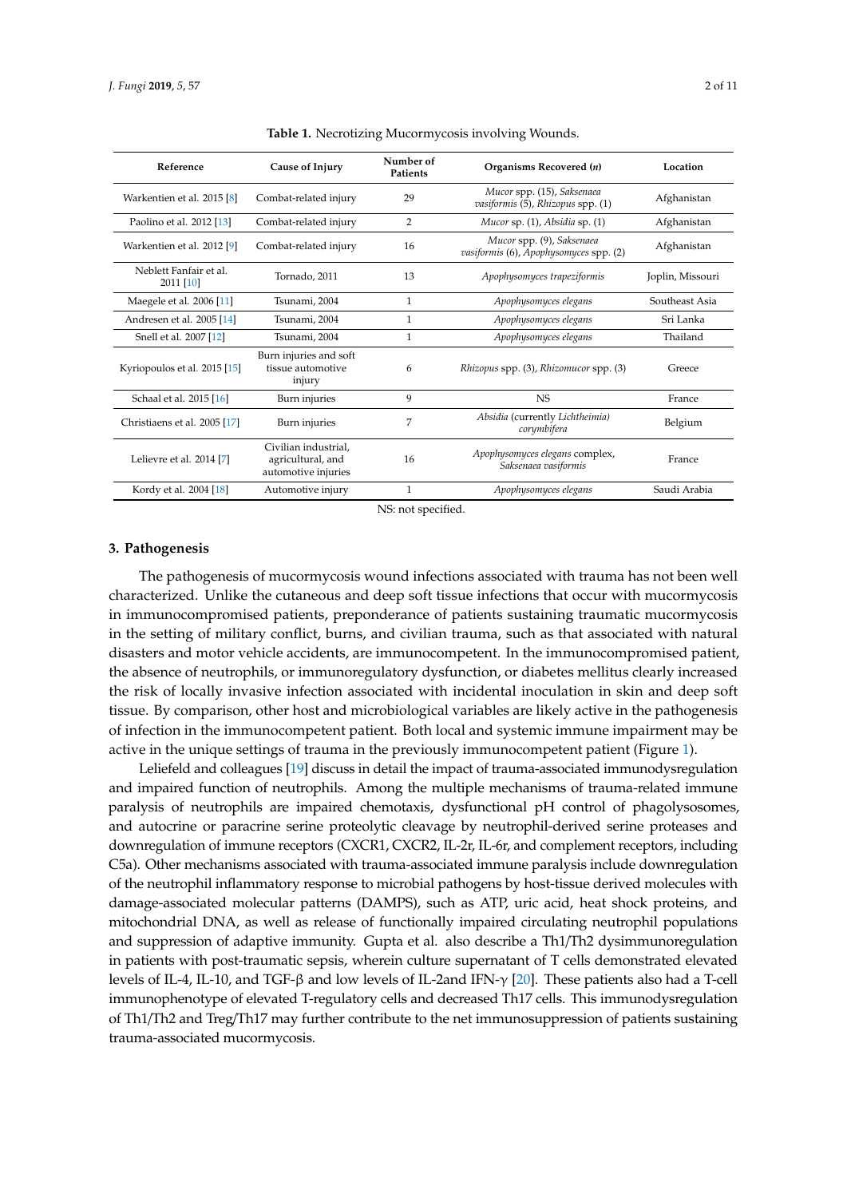**Table 1.** Necrotizing Mucormycosis involving Wounds.

| Reference | Cause of Injury | Number of Patients | Organisms Recovered (*n*) | Location |
|---|---|---|---|---|
| Warkentien et al. 2015 [8] | Combat-related injury | 29 | *Mucor* spp. (15), *Saksenaea vasiformis* (5), *Rhizopus* spp. (1) | Afghanistan |
| Paolino et al. 2012 [13] | Combat-related injury | 2 | *Mucor* sp. (1), *Absidia* sp. (1) | Afghanistan |
| Warkentien et al. 2012 [9] | Combat-related injury | 16 | *Mucor* spp. (9), *Saksenaea vasiformis* (6), *Apophysomyces* spp. (2) | Afghanistan |
| Neblett Fanfair et al. 2011 [10] | Tornado, 2011 | 13 | *Apophysomyces trapeziformis* | Joplin, Missouri |
| Maegele et al. 2006 [11] | Tsunami, 2004 | 1 | *Apophysomyces elegans* | Southeast Asia |
| Andresen et al. 2005 [14] | Tsunami, 2004 | 1 | *Apophysomyces elegans* | Sri Lanka |
| Snell et al. 2007 [12] | Tsunami, 2004 | 1 | *Apophysomyces elegans* | Thailand |
| Kyriopoulos et al. 2015 [15] | Burn injuries and soft tissue automotive injury | 6 | *Rhizopus* spp. (3), *Rhizomucor* spp. (3) | Greece |
| Schaal et al. 2015 [16] | Burn injuries | 9 | NS | France |
| Christiaens et al. 2005 [17] | Burn injuries | 7 | *Absidia* (currently *Lichtheimia*) *corymbifera* | Belgium |
| Lelievre et al. 2014 [7] | Civilian industrial, agricultural, and automotive injuries | 16 | *Apophysomyces elegans* complex, *Saksenaea vasiformis* | France |
| Kordy et al. 2004 [18] | Automotive injury | 1 | *Apophysomyces elegans* | Saudi Arabia |

NS: not specified.

## 3. Pathogenesis

The pathogenesis of mucormycosis wound infections associated with trauma has not been well characterized. Unlike the cutaneous and deep soft tissue infections that occur with mucormycosis in immunocompromised patients, preponderance of patients sustaining traumatic mucormycosis in the setting of military conflict, burns, and civilian trauma, such as that associated with natural disasters and motor vehicle accidents, are immunocompetent. In the immunocompromised patient, the absence of neutrophils, or immunoregulatory dysfunction, or diabetes mellitus clearly increased the risk of locally invasive infection associated with incidental inoculation in skin and deep soft tissue. By comparison, other host and microbiological variables are likely active in the pathogenesis of infection in the immunocompetent patient. Both local and systemic immune impairment may be active in the unique settings of trauma in the previously immunocompetent patient (Figure 1).

Leliefeld and colleagues [19] discuss in detail the impact of trauma-associated immunodysregulation and impaired function of neutrophils. Among the multiple mechanisms of trauma-related immune paralysis of neutrophils are impaired chemotaxis, dysfunctional pH control of phagolysosomes, and autocrine or paracrine serine proteolytic cleavage by neutrophil-derived serine proteases and downregulation of immune receptors (CXCR1, CXCR2, IL-2r, IL-6r, and complement receptors, including C5a). Other mechanisms associated with trauma-associated immune paralysis include downregulation of the neutrophil inflammatory response to microbial pathogens by host-tissue derived molecules with damage-associated molecular patterns (DAMPS), such as ATP, uric acid, heat shock proteins, and mitochondrial DNA, as well as release of functionally impaired circulating neutrophil populations and suppression of adaptive immunity. Gupta et al. also describe a Th1/Th2 dysimmunoregulation in patients with post-traumatic sepsis, wherein culture supernatant of T cells demonstrated elevated levels of IL-4, IL-10, and TGF-β and low levels of IL-2and IFN-γ [20]. These patients also had a T-cell immunophenotype of elevated T-regulatory cells and decreased Th17 cells. This immunodysregulation of Th1/Th2 and Treg/Th17 may further contribute to the net immunosuppression of patients sustaining trauma-associated mucormycosis.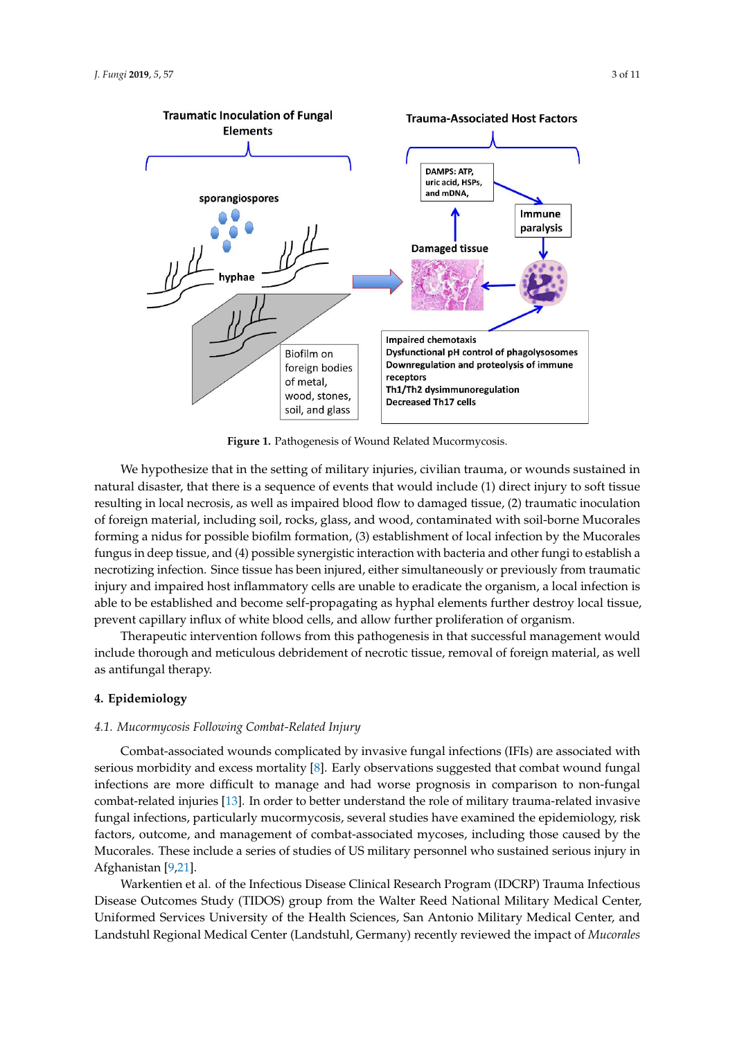**Figure 1.** Pathogenesis of Wound Related Mucormycosis.

We hypothesize that in the setting of military injuries, civilian trauma, or wounds sustained in natural disaster, that there is a sequence of events that would include (1) direct injury to soft tissue resulting in local necrosis, as well as impaired blood flow to damaged tissue, (2) traumatic inoculation of foreign material, including soil, rocks, glass, and wood, contaminated with soil-borne Mucorales forming a nidus for possible biofilm formation, (3) establishment of local infection by the Mucorales fungus in deep tissue, and (4) possible synergistic interaction with bacteria and other fungi to establish a necrotizing infection. Since tissue has been injured, either simultaneously or previously from traumatic injury and impaired host inflammatory cells are unable to eradicate the organism, a local infection is able to be established and become self-propagating as hyphal elements further destroy local tissue, prevent capillary influx of white blood cells, and allow further proliferation of organism.

Therapeutic intervention follows from this pathogenesis in that successful management would include thorough and meticulous debridement of necrotic tissue, removal of foreign material, as well as antifungal therapy.

## 4. Epidemiology

### 4.1. Mucormycosis Following Combat-Related Injury

Combat-associated wounds complicated by invasive fungal infections (IFIs) are associated with serious morbidity and excess mortality [8]. Early observations suggested that combat wound fungal infections are more difficult to manage and had worse prognosis in comparison to non-fungal combat-related injuries [13]. In order to better understand the role of military trauma-related invasive fungal infections, particularly mucormycosis, several studies have examined the epidemiology, risk factors, outcome, and management of combat-associated mycoses, including those caused by the Mucorales. These include a series of studies of US military personnel who sustained serious injury in Afghanistan [9,21].

Warkentien et al. of the Infectious Disease Clinical Research Program (IDCRP) Trauma Infectious Disease Outcomes Study (TIDOS) group from the Walter Reed National Military Medical Center, Uniformed Services University of the Health Sciences, San Antonio Military Medical Center, and Landstuhl Regional Medical Center (Landstuhl, Germany) recently reviewed the impact of *Mucorales*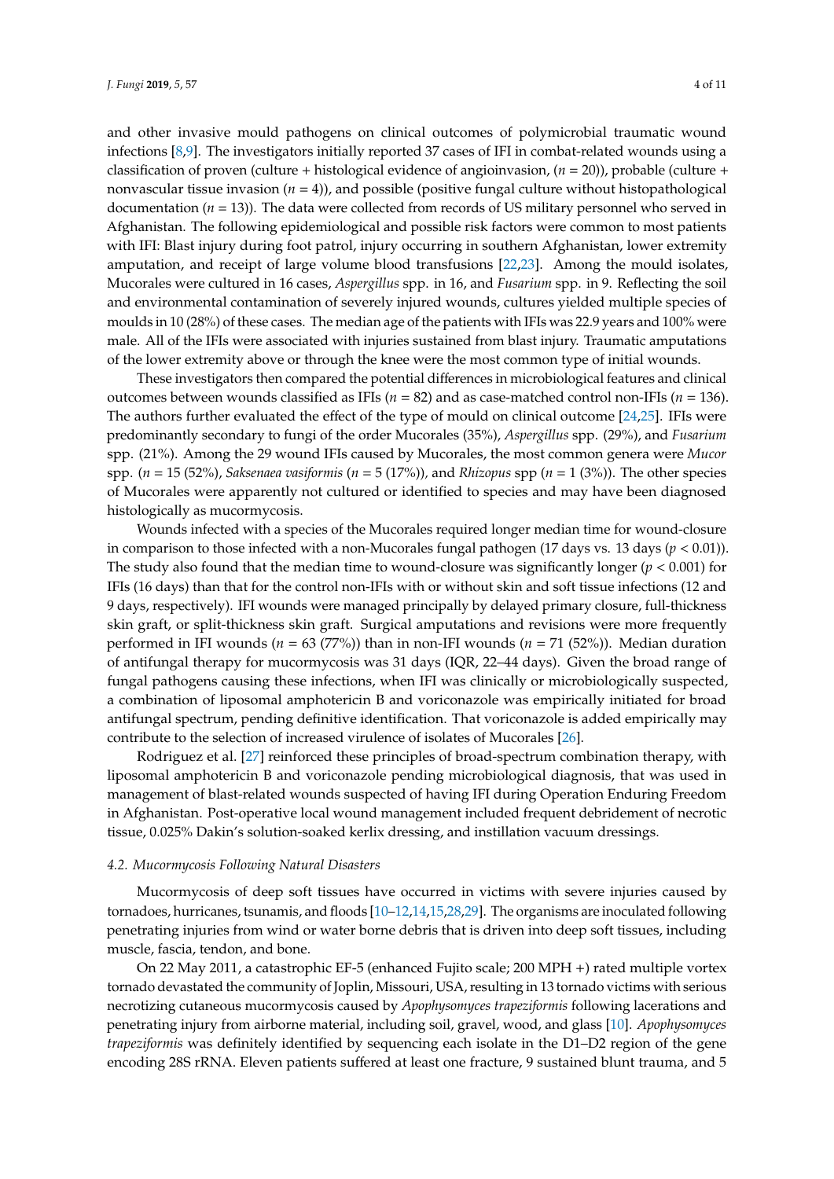and other invasive mould pathogens on clinical outcomes of polymicrobial traumatic wound infections [8,9]. The investigators initially reported 37 cases of IFI in combat-related wounds using a classification of proven (culture + histological evidence of angioinvasion, ($n$ = 20)), probable (culture + nonvascular tissue invasion ($n$ = 4)), and possible (positive fungal culture without histopathological documentation ($n$ = 13)). The data were collected from records of US military personnel who served in Afghanistan. The following epidemiological and possible risk factors were common to most patients with IFI: Blast injury during foot patrol, injury occurring in southern Afghanistan, lower extremity amputation, and receipt of large volume blood transfusions [22,23]. Among the mould isolates, Mucorales were cultured in 16 cases, *Aspergillus* spp. in 16, and *Fusarium* spp. in 9. Reflecting the soil and environmental contamination of severely injured wounds, cultures yielded multiple species of moulds in 10 (28%) of these cases. The median age of the patients with IFIs was 22.9 years and 100% were male. All of the IFIs were associated with injuries sustained from blast injury. Traumatic amputations of the lower extremity above or through the knee were the most common type of initial wounds.

These investigators then compared the potential differences in microbiological features and clinical outcomes between wounds classified as IFIs ($n$ = 82) and as case-matched control non-IFIs ($n$ = 136). The authors further evaluated the effect of the type of mould on clinical outcome [24,25]. IFIs were predominantly secondary to fungi of the order Mucorales (35%), *Aspergillus* spp. (29%), and *Fusarium* spp. (21%). Among the 29 wound IFIs caused by Mucorales, the most common genera were *Mucor* spp. ($n$ = 15 (52%), *Saksenaea vasiformis* ($n$ = 5 (17%)), and *Rhizopus* spp ($n$ = 1 (3%)). The other species of Mucorales were apparently not cultured or identified to species and may have been diagnosed histologically as mucormycosis.

Wounds infected with a species of the Mucorales required longer median time for wound-closure in comparison to those infected with a non-Mucorales fungal pathogen (17 days vs. 13 days ($p < 0.01$)). The study also found that the median time to wound-closure was significantly longer ($p < 0.001$) for IFIs (16 days) than that for the control non-IFIs with or without skin and soft tissue infections (12 and 9 days, respectively). IFI wounds were managed principally by delayed primary closure, full-thickness skin graft, or split-thickness skin graft. Surgical amputations and revisions were more frequently performed in IFI wounds ($n$ = 63 (77%)) than in non-IFI wounds ($n$ = 71 (52%)). Median duration of antifungal therapy for mucormycosis was 31 days (IQR, 22–44 days). Given the broad range of fungal pathogens causing these infections, when IFI was clinically or microbiologically suspected, a combination of liposomal amphotericin B and voriconazole was empirically initiated for broad antifungal spectrum, pending definitive identification. That voriconazole is added empirically may contribute to the selection of increased virulence of isolates of Mucorales [26].

Rodriguez et al. [27] reinforced these principles of broad-spectrum combination therapy, with liposomal amphotericin B and voriconazole pending microbiological diagnosis, that was used in management of blast-related wounds suspected of having IFI during Operation Enduring Freedom in Afghanistan. Post-operative local wound management included frequent debridement of necrotic tissue, 0.025% Dakin's solution-soaked kerlix dressing, and instillation vacuum dressings.

### 4.2. Mucormycosis Following Natural Disasters

Mucormycosis of deep soft tissues have occurred in victims with severe injuries caused by tornadoes, hurricanes, tsunamis, and floods [10–12,14,15,28,29]. The organisms are inoculated following penetrating injuries from wind or water borne debris that is driven into deep soft tissues, including muscle, fascia, tendon, and bone.

On 22 May 2011, a catastrophic EF-5 (enhanced Fujito scale; 200 MPH +) rated multiple vortex tornado devastated the community of Joplin, Missouri, USA, resulting in 13 tornado victims with serious necrotizing cutaneous mucormycosis caused by *Apophysomyces trapeziformis* following lacerations and penetrating injury from airborne material, including soil, gravel, wood, and glass [10]. *Apophysomyces trapeziformis* was definitely identified by sequencing each isolate in the D1–D2 region of the gene encoding 28S rRNA. Eleven patients suffered at least one fracture, 9 sustained blunt trauma, and 5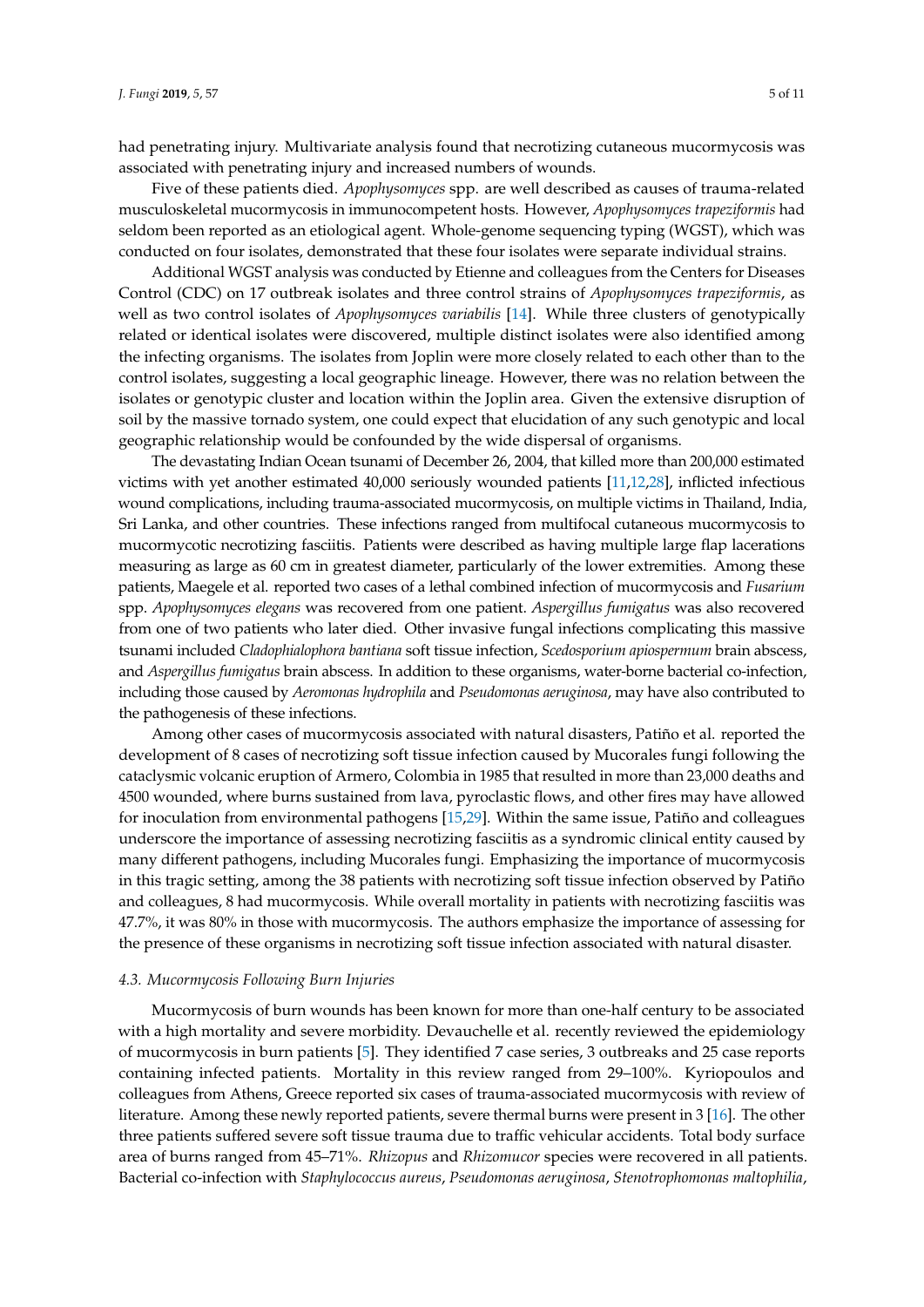had penetrating injury. Multivariate analysis found that necrotizing cutaneous mucormycosis was associated with penetrating injury and increased numbers of wounds.

Five of these patients died. *Apophysomyces* spp. are well described as causes of trauma-related musculoskeletal mucormycosis in immunocompetent hosts. However, *Apophysomyces trapeziformis* had seldom been reported as an etiological agent. Whole-genome sequencing typing (WGST), which was conducted on four isolates, demonstrated that these four isolates were separate individual strains.

Additional WGST analysis was conducted by Etienne and colleagues from the Centers for Diseases Control (CDC) on 17 outbreak isolates and three control strains of *Apophysomyces trapeziformis*, as well as two control isolates of *Apophysomyces variabilis* [14]. While three clusters of genotypically related or identical isolates were discovered, multiple distinct isolates were also identified among the infecting organisms. The isolates from Joplin were more closely related to each other than to the control isolates, suggesting a local geographic lineage. However, there was no relation between the isolates or genotypic cluster and location within the Joplin area. Given the extensive disruption of soil by the massive tornado system, one could expect that elucidation of any such genotypic and local geographic relationship would be confounded by the wide dispersal of organisms.

The devastating Indian Ocean tsunami of December 26, 2004, that killed more than 200,000 estimated victims with yet another estimated 40,000 seriously wounded patients [11,12,28], inflicted infectious wound complications, including trauma-associated mucormycosis, on multiple victims in Thailand, India, Sri Lanka, and other countries. These infections ranged from multifocal cutaneous mucormycosis to mucormycotic necrotizing fasciitis. Patients were described as having multiple large flap lacerations measuring as large as 60 cm in greatest diameter, particularly of the lower extremities. Among these patients, Maegele et al. reported two cases of a lethal combined infection of mucormycosis and *Fusarium* spp. *Apophysomyces elegans* was recovered from one patient. *Aspergillus fumigatus* was also recovered from one of two patients who later died. Other invasive fungal infections complicating this massive tsunami included *Cladophialophora bantiana* soft tissue infection, *Scedosporium apiospermum* brain abscess, and *Aspergillus fumigatus* brain abscess. In addition to these organisms, water-borne bacterial co-infection, including those caused by *Aeromonas hydrophila* and *Pseudomonas aeruginosa*, may have also contributed to the pathogenesis of these infections.

Among other cases of mucormycosis associated with natural disasters, Patiño et al. reported the development of 8 cases of necrotizing soft tissue infection caused by Mucorales fungi following the cataclysmic volcanic eruption of Armero, Colombia in 1985 that resulted in more than 23,000 deaths and 4500 wounded, where burns sustained from lava, pyroclastic flows, and other fires may have allowed for inoculation from environmental pathogens [15,29]. Within the same issue, Patiño and colleagues underscore the importance of assessing necrotizing fasciitis as a syndromic clinical entity caused by many different pathogens, including Mucorales fungi. Emphasizing the importance of mucormycosis in this tragic setting, among the 38 patients with necrotizing soft tissue infection observed by Patiño and colleagues, 8 had mucormycosis. While overall mortality in patients with necrotizing fasciitis was 47.7%, it was 80% in those with mucormycosis. The authors emphasize the importance of assessing for the presence of these organisms in necrotizing soft tissue infection associated with natural disaster.

### 4.3. Mucormycosis Following Burn Injuries

Mucormycosis of burn wounds has been known for more than one-half century to be associated with a high mortality and severe morbidity. Devauchelle et al. recently reviewed the epidemiology of mucormycosis in burn patients [5]. They identified 7 case series, 3 outbreaks and 25 case reports containing infected patients. Mortality in this review ranged from 29–100%. Kyriopoulos and colleagues from Athens, Greece reported six cases of trauma-associated mucormycosis with review of literature. Among these newly reported patients, severe thermal burns were present in 3 [16]. The other three patients suffered severe soft tissue trauma due to traffic vehicular accidents. Total body surface area of burns ranged from 45–71%. *Rhizopus* and *Rhizomucor* species were recovered in all patients. Bacterial co-infection with *Staphylococcus aureus*, *Pseudomonas aeruginosa*, *Stenotrophomonas maltophilia*,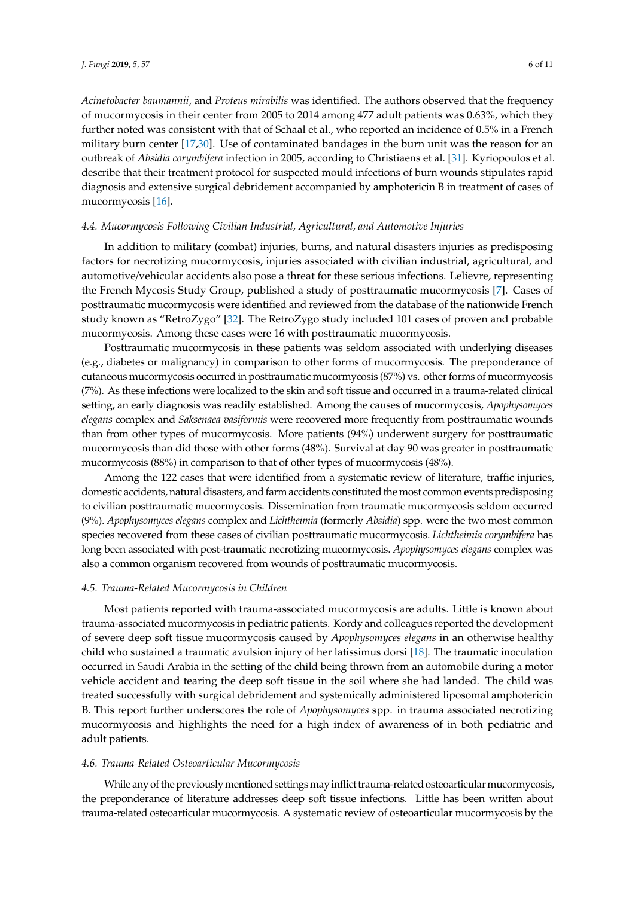*Acinetobacter baumannii*, and *Proteus mirabilis* was identified. The authors observed that the frequency of mucormycosis in their center from 2005 to 2014 among 477 adult patients was 0.63%, which they further noted was consistent with that of Schaal et al., who reported an incidence of 0.5% in a French military burn center [17,30]. Use of contaminated bandages in the burn unit was the reason for an outbreak of *Absidia corymbifera* infection in 2005, according to Christiaens et al. [31]. Kyriopoulos et al. describe that their treatment protocol for suspected mould infections of burn wounds stipulates rapid diagnosis and extensive surgical debridement accompanied by amphotericin B in treatment of cases of mucormycosis [16].

### *4.4. Mucormycosis Following Civilian Industrial, Agricultural, and Automotive Injuries*

In addition to military (combat) injuries, burns, and natural disasters injuries as predisposing factors for necrotizing mucormycosis, injuries associated with civilian industrial, agricultural, and automotive/vehicular accidents also pose a threat for these serious infections. Lelievre, representing the French Mycosis Study Group, published a study of posttraumatic mucormycosis [7]. Cases of posttraumatic mucormycosis were identified and reviewed from the database of the nationwide French study known as "RetroZygo" [32]. The RetroZygo study included 101 cases of proven and probable mucormycosis. Among these cases were 16 with posttraumatic mucormycosis.

Posttraumatic mucormycosis in these patients was seldom associated with underlying diseases (e.g., diabetes or malignancy) in comparison to other forms of mucormycosis. The preponderance of cutaneous mucormycosis occurred in posttraumatic mucormycosis (87%) vs. other forms of mucormycosis (7%). As these infections were localized to the skin and soft tissue and occurred in a trauma-related clinical setting, an early diagnosis was readily established. Among the causes of mucormycosis, *Apophysomyces elegans* complex and *Saksenaea vasiformis* were recovered more frequently from posttraumatic wounds than from other types of mucormycosis. More patients (94%) underwent surgery for posttraumatic mucormycosis than did those with other forms (48%). Survival at day 90 was greater in posttraumatic mucormycosis (88%) in comparison to that of other types of mucormycosis (48%).

Among the 122 cases that were identified from a systematic review of literature, traffic injuries, domestic accidents, natural disasters, and farm accidents constituted the most common events predisposing to civilian posttraumatic mucormycosis. Dissemination from traumatic mucormycosis seldom occurred (9%). *Apophysomyces elegans* complex and *Lichtheimia* (formerly *Absidia*) spp. were the two most common species recovered from these cases of civilian posttraumatic mucormycosis. *Lichtheimia corymbifera* has long been associated with post-traumatic necrotizing mucormycosis. *Apophysomyces elegans* complex was also a common organism recovered from wounds of posttraumatic mucormycosis.

### *4.5. Trauma-Related Mucormycosis in Children*

Most patients reported with trauma-associated mucormycosis are adults. Little is known about trauma-associated mucormycosis in pediatric patients. Kordy and colleagues reported the development of severe deep soft tissue mucormycosis caused by *Apophysomyces elegans* in an otherwise healthy child who sustained a traumatic avulsion injury of her latissimus dorsi [18]. The traumatic inoculation occurred in Saudi Arabia in the setting of the child being thrown from an automobile during a motor vehicle accident and tearing the deep soft tissue in the soil where she had landed. The child was treated successfully with surgical debridement and systemically administered liposomal amphotericin B. This report further underscores the role of *Apophysomyces* spp. in trauma associated necrotizing mucormycosis and highlights the need for a high index of awareness of in both pediatric and adult patients.

### *4.6. Trauma-Related Osteoarticular Mucormycosis*

While any of the previously mentioned settings may inflict trauma-related osteoarticular mucormycosis, the preponderance of literature addresses deep soft tissue infections. Little has been written about trauma-related osteoarticular mucormycosis. A systematic review of osteoarticular mucormycosis by the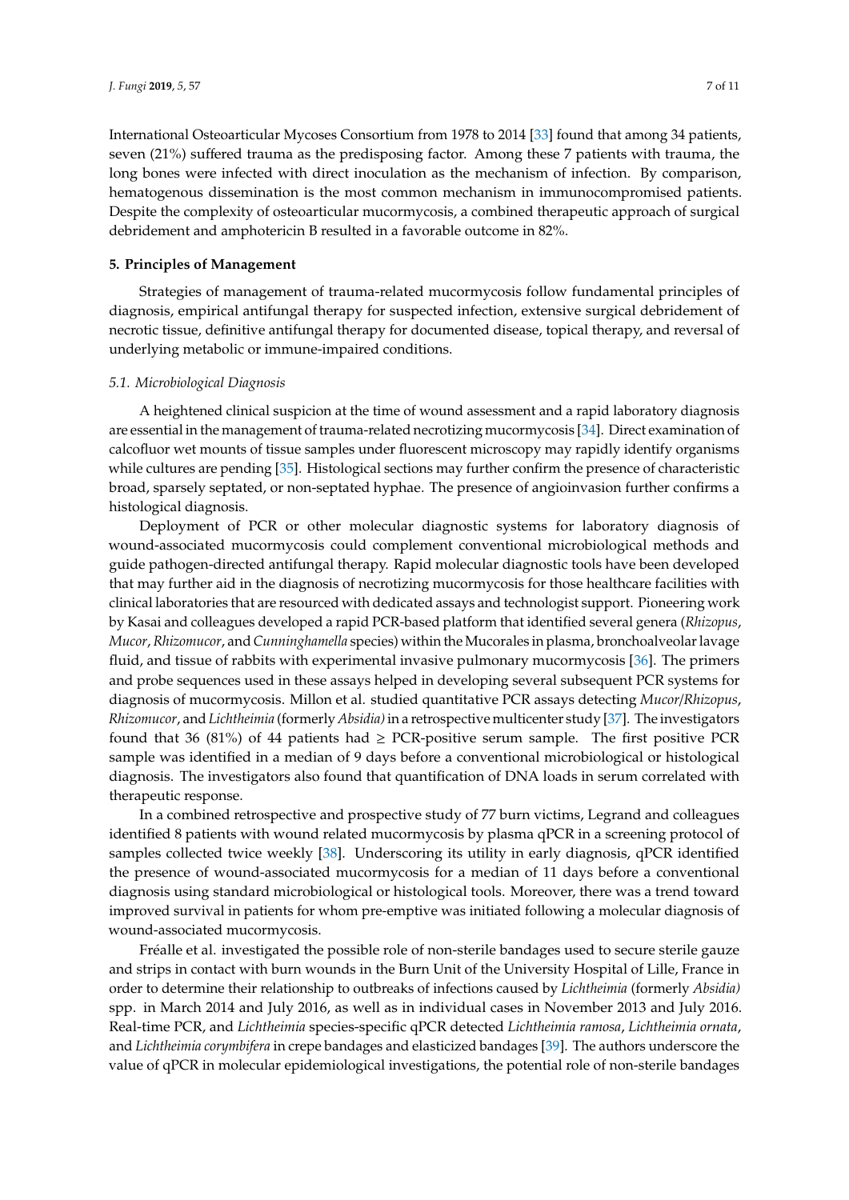International Osteoarticular Mycoses Consortium from 1978 to 2014 [33] found that among 34 patients, seven (21%) suffered trauma as the predisposing factor. Among these 7 patients with trauma, the long bones were infected with direct inoculation as the mechanism of infection. By comparison, hematogenous dissemination is the most common mechanism in immunocompromised patients. Despite the complexity of osteoarticular mucormycosis, a combined therapeutic approach of surgical debridement and amphotericin B resulted in a favorable outcome in 82%.

## 5. Principles of Management

Strategies of management of trauma-related mucormycosis follow fundamental principles of diagnosis, empirical antifungal therapy for suspected infection, extensive surgical debridement of necrotic tissue, definitive antifungal therapy for documented disease, topical therapy, and reversal of underlying metabolic or immune-impaired conditions.

### *5.1. Microbiological Diagnosis*

A heightened clinical suspicion at the time of wound assessment and a rapid laboratory diagnosis are essential in the management of trauma-related necrotizing mucormycosis [34]. Direct examination of calcofluor wet mounts of tissue samples under fluorescent microscopy may rapidly identify organisms while cultures are pending [35]. Histological sections may further confirm the presence of characteristic broad, sparsely septated, or non-septated hyphae. The presence of angioinvasion further confirms a histological diagnosis.

Deployment of PCR or other molecular diagnostic systems for laboratory diagnosis of wound-associated mucormycosis could complement conventional microbiological methods and guide pathogen-directed antifungal therapy. Rapid molecular diagnostic tools have been developed that may further aid in the diagnosis of necrotizing mucormycosis for those healthcare facilities with clinical laboratories that are resourced with dedicated assays and technologist support. Pioneering work by Kasai and colleagues developed a rapid PCR-based platform that identified several genera (*Rhizopus*, *Mucor*, *Rhizomucor*, and *Cunninghamella* species) within the Mucorales in plasma, bronchoalveolar lavage fluid, and tissue of rabbits with experimental invasive pulmonary mucormycosis [36]. The primers and probe sequences used in these assays helped in developing several subsequent PCR systems for diagnosis of mucormycosis. Millon et al. studied quantitative PCR assays detecting *Mucor*/*Rhizopus*, *Rhizomucor*, and *Lichtheimia* (formerly *Absidia)* in a retrospective multicenter study [37]. The investigators found that 36 (81%) of 44 patients had $\geq$ PCR-positive serum sample. The first positive PCR sample was identified in a median of 9 days before a conventional microbiological or histological diagnosis. The investigators also found that quantification of DNA loads in serum correlated with therapeutic response.

In a combined retrospective and prospective study of 77 burn victims, Legrand and colleagues identified 8 patients with wound related mucormycosis by plasma qPCR in a screening protocol of samples collected twice weekly [38]. Underscoring its utility in early diagnosis, qPCR identified the presence of wound-associated mucormycosis for a median of 11 days before a conventional diagnosis using standard microbiological or histological tools. Moreover, there was a trend toward improved survival in patients for whom pre-emptive was initiated following a molecular diagnosis of wound-associated mucormycosis.

Fréalle et al. investigated the possible role of non-sterile bandages used to secure sterile gauze and strips in contact with burn wounds in the Burn Unit of the University Hospital of Lille, France in order to determine their relationship to outbreaks of infections caused by *Lichtheimia* (formerly *Absidia)* spp. in March 2014 and July 2016, as well as in individual cases in November 2013 and July 2016. Real-time PCR, and *Lichtheimia* species-specific qPCR detected *Lichtheimia ramosa*, *Lichtheimia ornata*, and *Lichtheimia corymbifera* in crepe bandages and elasticized bandages [39]. The authors underscore the value of qPCR in molecular epidemiological investigations, the potential role of non-sterile bandages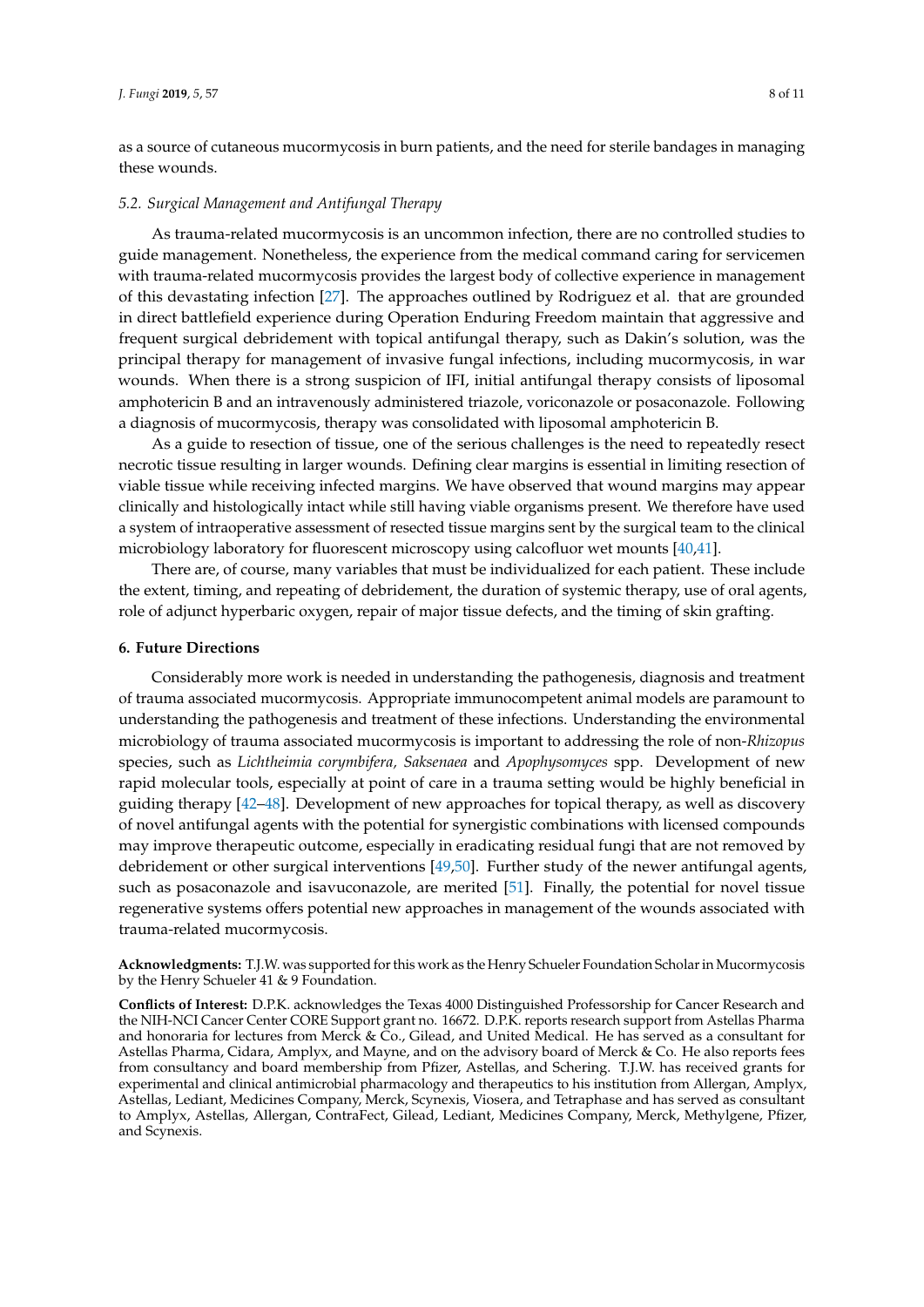as a source of cutaneous mucormycosis in burn patients, and the need for sterile bandages in managing these wounds.

### 5.2. Surgical Management and Antifungal Therapy

As trauma-related mucormycosis is an uncommon infection, there are no controlled studies to guide management. Nonetheless, the experience from the medical command caring for servicemen with trauma-related mucormycosis provides the largest body of collective experience in management of this devastating infection [27]. The approaches outlined by Rodriguez et al. that are grounded in direct battlefield experience during Operation Enduring Freedom maintain that aggressive and frequent surgical debridement with topical antifungal therapy, such as Dakin's solution, was the principal therapy for management of invasive fungal infections, including mucormycosis, in war wounds. When there is a strong suspicion of IFI, initial antifungal therapy consists of liposomal amphotericin B and an intravenously administered triazole, voriconazole or posaconazole. Following a diagnosis of mucormycosis, therapy was consolidated with liposomal amphotericin B.

As a guide to resection of tissue, one of the serious challenges is the need to repeatedly resect necrotic tissue resulting in larger wounds. Defining clear margins is essential in limiting resection of viable tissue while receiving infected margins. We have observed that wound margins may appear clinically and histologically intact while still having viable organisms present. We therefore have used a system of intraoperative assessment of resected tissue margins sent by the surgical team to the clinical microbiology laboratory for fluorescent microscopy using calcofluor wet mounts [40,41].

There are, of course, many variables that must be individualized for each patient. These include the extent, timing, and repeating of debridement, the duration of systemic therapy, use of oral agents, role of adjunct hyperbaric oxygen, repair of major tissue defects, and the timing of skin grafting.

## 6. Future Directions

Considerably more work is needed in understanding the pathogenesis, diagnosis and treatment of trauma associated mucormycosis. Appropriate immunocompetent animal models are paramount to understanding the pathogenesis and treatment of these infections. Understanding the environmental microbiology of trauma associated mucormycosis is important to addressing the role of non-*Rhizopus* species, such as *Lichtheimia corymbifera, Saksenaea* and *Apophysomyces* spp. Development of new rapid molecular tools, especially at point of care in a trauma setting would be highly beneficial in guiding therapy [42–48]. Development of new approaches for topical therapy, as well as discovery of novel antifungal agents with the potential for synergistic combinations with licensed compounds may improve therapeutic outcome, especially in eradicating residual fungi that are not removed by debridement or other surgical interventions [49,50]. Further study of the newer antifungal agents, such as posaconazole and isavuconazole, are merited [51]. Finally, the potential for novel tissue regenerative systems offers potential new approaches in management of the wounds associated with trauma-related mucormycosis.

**Acknowledgments:** T.J.W. was supported for this work as the Henry Schueler Foundation Scholar in Mucormycosis by the Henry Schueler 41 & 9 Foundation.

**Conflicts of Interest:** D.P.K. acknowledges the Texas 4000 Distinguished Professorship for Cancer Research and the NIH-NCI Cancer Center CORE Support grant no. 16672. D.P.K. reports research support from Astellas Pharma and honoraria for lectures from Merck & Co., Gilead, and United Medical. He has served as a consultant for Astellas Pharma, Cidara, Amplyx, and Mayne, and on the advisory board of Merck & Co. He also reports fees from consultancy and board membership from Pfizer, Astellas, and Schering. T.J.W. has received grants for experimental and clinical antimicrobial pharmacology and therapeutics to his institution from Allergan, Amplyx, Astellas, Lediant, Medicines Company, Merck, Scynexis, Viosera, and Tetraphase and has served as consultant to Amplyx, Astellas, Allergan, ContraFect, Gilead, Lediant, Medicines Company, Merck, Methylgene, Pfizer, and Scynexis.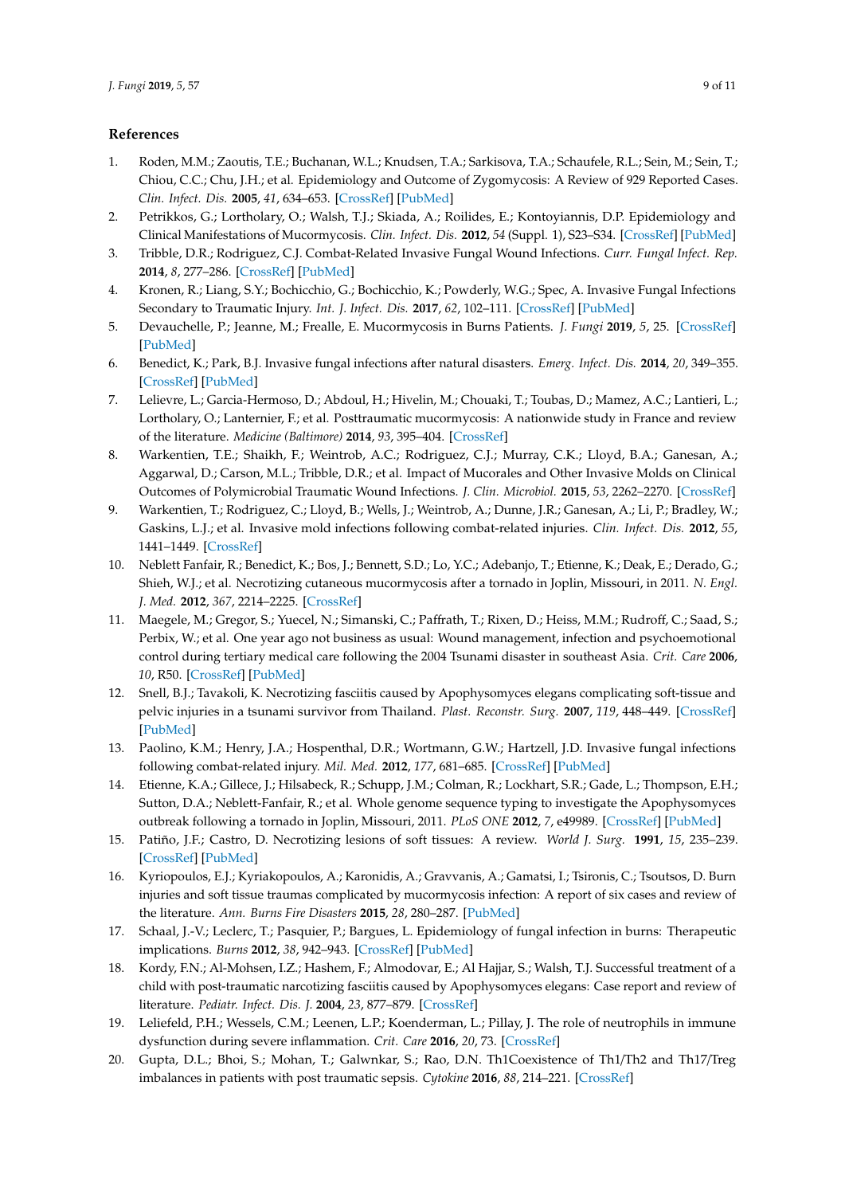## References

1. Roden, M.M.; Zaoutis, T.E.; Buchanan, W.L.; Knudsen, T.A.; Sarkisova, T.A.; Schaufele, R.L.; Sein, M.; Sein, T.; Chiou, C.C.; Chu, J.H.; et al. Epidemiology and Outcome of Zygomycosis: A Review of 929 Reported Cases. *Clin. Infect. Dis.* **2005**, *41*, 634–653. [CrossRef] [PubMed]
2. Petrikkos, G.; Lortholary, O.; Walsh, T.J.; Skiada, A.; Roilides, E.; Kontoyiannis, D.P. Epidemiology and Clinical Manifestations of Mucormycosis. *Clin. Infect. Dis.* **2012**, *54* (Suppl. 1), S23–S34. [CrossRef] [PubMed]
3. Tribble, D.R.; Rodriguez, C.J. Combat-Related Invasive Fungal Wound Infections. *Curr. Fungal Infect. Rep.* **2014**, *8*, 277–286. [CrossRef] [PubMed]
4. Kronen, R.; Liang, S.Y.; Bochicchio, G.; Bochicchio, K.; Powderly, W.G.; Spec, A. Invasive Fungal Infections Secondary to Traumatic Injury. *Int. J. Infect. Dis.* **2017**, *62*, 102–111. [CrossRef] [PubMed]
5. Devauchelle, P.; Jeanne, M.; Frealle, E. Mucormycosis in Burns Patients. *J. Fungi* **2019**, *5*, 25. [CrossRef] [PubMed]
6. Benedict, K.; Park, B.J. Invasive fungal infections after natural disasters. *Emerg. Infect. Dis.* **2014**, *20*, 349–355. [CrossRef] [PubMed]
7. Lelievre, L.; Garcia-Hermoso, D.; Abdoul, H.; Hivelin, M.; Chouaki, T.; Toubas, D.; Mamez, A.C.; Lantieri, L.; Lortholary, O.; Lanternier, F.; et al. Posttraumatic mucormycosis: A nationwide study in France and review of the literature. *Medicine (Baltimore)* **2014**, *93*, 395–404. [CrossRef]
8. Warkentien, T.E.; Shaikh, F.; Weintrob, A.C.; Rodriguez, C.J.; Murray, C.K.; Lloyd, B.A.; Ganesan, A.; Aggarwal, D.; Carson, M.L.; Tribble, D.R.; et al. Impact of Mucorales and Other Invasive Molds on Clinical Outcomes of Polymicrobial Traumatic Wound Infections. *J. Clin. Microbiol.* **2015**, *53*, 2262–2270. [CrossRef]
9. Warkentien, T.; Rodriguez, C.; Lloyd, B.; Wells, J.; Weintrob, A.; Dunne, J.R.; Ganesan, A.; Li, P.; Bradley, W.; Gaskins, L.J.; et al. Invasive mold infections following combat-related injuries. *Clin. Infect. Dis.* **2012**, *55*, 1441–1449. [CrossRef]
10. Neblett Fanfair, R.; Benedict, K.; Bos, J.; Bennett, S.D.; Lo, Y.C.; Adebanjo, T.; Etienne, K.; Deak, E.; Derado, G.; Shieh, W.J.; et al. Necrotizing cutaneous mucormycosis after a tornado in Joplin, Missouri, in 2011. *N. Engl. J. Med.* **2012**, *367*, 2214–2225. [CrossRef]
11. Maegele, M.; Gregor, S.; Yuecel, N.; Simanski, C.; Paffrath, T.; Rixen, D.; Heiss, M.M.; Rudroff, C.; Saad, S.; Perbix, W.; et al. One year ago not business as usual: Wound management, infection and psychoemotional control during tertiary medical care following the 2004 Tsunami disaster in southeast Asia. *Crit. Care* **2006**, *10*, R50. [CrossRef] [PubMed]
12. Snell, B.J.; Tavakoli, K. Necrotizing fasciitis caused by Apophysomyces elegans complicating soft-tissue and pelvic injuries in a tsunami survivor from Thailand. *Plast. Reconstr. Surg.* **2007**, *119*, 448–449. [CrossRef] [PubMed]
13. Paolino, K.M.; Henry, J.A.; Hospenthal, D.R.; Wortmann, G.W.; Hartzell, J.D. Invasive fungal infections following combat-related injury. *Mil. Med.* **2012**, *177*, 681–685. [CrossRef] [PubMed]
14. Etienne, K.A.; Gillece, J.; Hilsabeck, R.; Schupp, J.M.; Colman, R.; Lockhart, S.R.; Gade, L.; Thompson, E.H.; Sutton, D.A.; Neblett-Fanfair, R.; et al. Whole genome sequence typing to investigate the Apophysomyces outbreak following a tornado in Joplin, Missouri, 2011. *PLoS ONE* **2012**, *7*, e49989. [CrossRef] [PubMed]
15. Patiño, J.F.; Castro, D. Necrotizing lesions of soft tissues: A review. *World J. Surg.* **1991**, *15*, 235–239. [CrossRef] [PubMed]
16. Kyriopoulos, E.J.; Kyriakopoulos, A.; Karonidis, A.; Gravvanis, A.; Gamatsi, I.; Tsironis, C.; Tsoutsos, D. Burn injuries and soft tissue traumas complicated by mucormycosis infection: A report of six cases and review of the literature. *Ann. Burns Fire Disasters* **2015**, *28*, 280–287. [PubMed]
17. Schaal, J.-V.; Leclerc, T.; Pasquier, P.; Bargues, L. Epidemiology of fungal infection in burns: Therapeutic implications. *Burns* **2012**, *38*, 942–943. [CrossRef] [PubMed]
18. Kordy, F.N.; Al-Mohsen, I.Z.; Hashem, F.; Almodovar, E.; Al Hajjar, S.; Walsh, T.J. Successful treatment of a child with post-traumatic narcotizing fasciitis caused by Apophysomyces elegans: Case report and review of literature. *Pediatr. Infect. Dis. J.* **2004**, *23*, 877–879. [CrossRef]
19. Leliefeld, P.H.; Wessels, C.M.; Leenen, L.P.; Koenderman, L.; Pillay, J. The role of neutrophils in immune dysfunction during severe inflammation. *Crit. Care* **2016**, *20*, 73. [CrossRef]
20. Gupta, D.L.; Bhoi, S.; Mohan, T.; Galwnkar, S.; Rao, D.N. Th1Coexistence of Th1/Th2 and Th17/Treg imbalances in patients with post traumatic sepsis. *Cytokine* **2016**, *88*, 214–221. [CrossRef]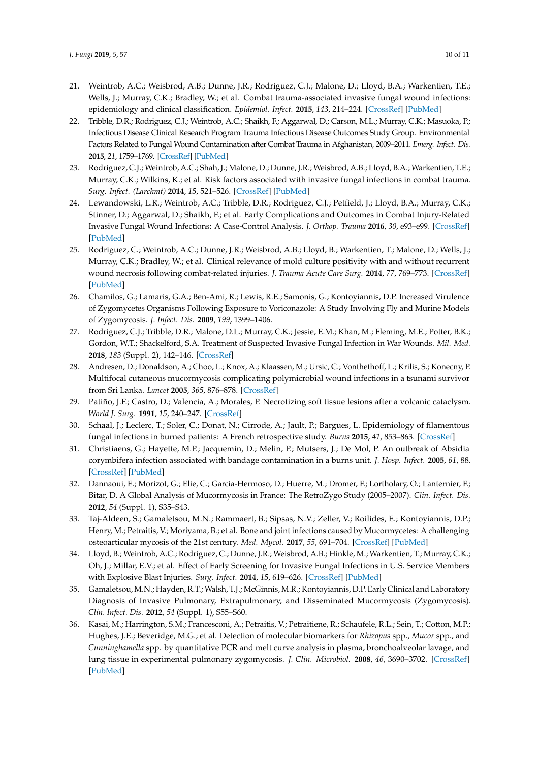21. Weintrob, A.C.; Weisbrod, A.B.; Dunne, J.R.; Rodriguez, C.J.; Malone, D.; Lloyd, B.A.; Warkentien, T.E.; Wells, J.; Murray, C.K.; Bradley, W.; et al. Combat trauma-associated invasive fungal wound infections: epidemiology and clinical classification. *Epidemiol. Infect.* **2015**, *143*, 214–224. [CrossRef] [PubMed]
22. Tribble, D.R.; Rodriguez, C.J.; Weintrob, A.C.; Shaikh, F.; Aggarwal, D.; Carson, M.L.; Murray, C.K.; Masuoka, P.; Infectious Disease Clinical Research Program Trauma Infectious Disease Outcomes Study Group. Environmental Factors Related to Fungal Wound Contamination after Combat Trauma in Afghanistan, 2009–2011. *Emerg. Infect. Dis.* **2015**, *21*, 1759–1769. [CrossRef] [PubMed]
23. Rodriguez, C.J.; Weintrob, A.C.; Shah, J.; Malone, D.; Dunne, J.R.; Weisbrod, A.B.; Lloyd, B.A.; Warkentien, T.E.; Murray, C.K.; Wilkins, K.; et al. Risk factors associated with invasive fungal infections in combat trauma. *Surg. Infect. (Larchmt)* **2014**, *15*, 521–526. [CrossRef] [PubMed]
24. Lewandowski, L.R.; Weintrob, A.C.; Tribble, D.R.; Rodriguez, C.J.; Petfield, J.; Lloyd, B.A.; Murray, C.K.; Stinner, D.; Aggarwal, D.; Shaikh, F.; et al. Early Complications and Outcomes in Combat Injury-Related Invasive Fungal Wound Infections: A Case-Control Analysis. *J. Orthop. Trauma* **2016**, *30*, e93–e99. [CrossRef] [PubMed]
25. Rodriguez, C.; Weintrob, A.C.; Dunne, J.R.; Weisbrod, A.B.; Lloyd, B.; Warkentien, T.; Malone, D.; Wells, J.; Murray, C.K.; Bradley, W.; et al. Clinical relevance of mold culture positivity with and without recurrent wound necrosis following combat-related injuries. *J. Trauma Acute Care Surg.* **2014**, *77*, 769–773. [CrossRef] [PubMed]
26. Chamilos, G.; Lamaris, G.A.; Ben-Ami, R.; Lewis, R.E.; Samonis, G.; Kontoyiannis, D.P. Increased Virulence of Zygomycetes Organisms Following Exposure to Voriconazole: A Study Involving Fly and Murine Models of Zygomycosis. *J. Infect. Dis.* **2009**, *199*, 1399–1406.
27. Rodriguez, C.J.; Tribble, D.R.; Malone, D.L.; Murray, C.K.; Jessie, E.M.; Khan, M.; Fleming, M.E.; Potter, B.K.; Gordon, W.T.; Shackelford, S.A. Treatment of Suspected Invasive Fungal Infection in War Wounds. *Mil. Med.* **2018**, *183* (Suppl. 2), 142–146. [CrossRef]
28. Andresen, D.; Donaldson, A.; Choo, L.; Knox, A.; Klaassen, M.; Ursic, C.; Vonthethoff, L.; Krilis, S.; Konecny, P. Multifocal cutaneous mucormycosis complicating polymicrobial wound infections in a tsunami survivor from Sri Lanka. *Lancet* **2005**, *365*, 876–878. [CrossRef]
29. Patiño, J.F.; Castro, D.; Valencia, A.; Morales, P. Necrotizing soft tissue lesions after a volcanic cataclysm. *World J. Surg.* **1991**, *15*, 240–247. [CrossRef]
30. Schaal, J.; Leclerc, T.; Soler, C.; Donat, N.; Cirrode, A.; Jault, P.; Bargues, L. Epidemiology of filamentous fungal infections in burned patients: A French retrospective study. *Burns* **2015**, *41*, 853–863. [CrossRef]
31. Christiaens, G.; Hayette, M.P.; Jacquemin, D.; Melin, P.; Mutsers, J.; De Mol, P. An outbreak of Absidia corymbifera infection associated with bandage contamination in a burns unit. *J. Hosp. Infect.* **2005**, *61*, 88. [CrossRef] [PubMed]
32. Dannaoui, E.; Morizot, G.; Elie, C.; Garcia-Hermoso, D.; Huerre, M.; Dromer, F.; Lortholary, O.; Lanternier, F.; Bitar, D. A Global Analysis of Mucormycosis in France: The RetroZygo Study (2005–2007). *Clin. Infect. Dis.* **2012**, *54* (Suppl. 1), S35–S43.
33. Taj-Aldeen, S.; Gamaletsou, M.N.; Rammaert, B.; Sipsas, N.V.; Zeller, V.; Roilides, E.; Kontoyiannis, D.P.; Henry, M.; Petraitis, V.; Moriyama, B.; et al. Bone and joint infections caused by Mucormycetes: A challenging osteoarticular mycosis of the 21st century. *Med. Mycol.* **2017**, *55*, 691–704. [CrossRef] [PubMed]
34. Lloyd, B.; Weintrob, A.C.; Rodriguez, C.; Dunne, J.R.; Weisbrod, A.B.; Hinkle, M.; Warkentien, T.; Murray, C.K.; Oh, J.; Millar, E.V.; et al. Effect of Early Screening for Invasive Fungal Infections in U.S. Service Members with Explosive Blast Injuries. *Surg. Infect.* **2014**, *15*, 619–626. [CrossRef] [PubMed]
35. Gamaletsou, M.N.; Hayden, R.T.; Walsh, T.J.; McGinnis, M.R.; Kontoyiannis, D.P. Early Clinical and Laboratory Diagnosis of Invasive Pulmonary, Extrapulmonary, and Disseminated Mucormycosis (Zygomycosis). *Clin. Infect. Dis.* **2012**, *54* (Suppl. 1), S55–S60.
36. Kasai, M.; Harrington, S.M.; Francesconi, A.; Petraitis, V.; Petraitiene, R.; Schaufele, R.L.; Sein, T.; Cotton, M.P.; Hughes, J.E.; Beveridge, M.G.; et al. Detection of molecular biomarkers for *Rhizopus* spp., *Mucor* spp., and *Cunninghamella* spp. by quantitative PCR and melt curve analysis in plasma, bronchoalveolar lavage, and lung tissue in experimental pulmonary zygomycosis. *J. Clin. Microbiol.* **2008**, *46*, 3690–3702. [CrossRef] [PubMed]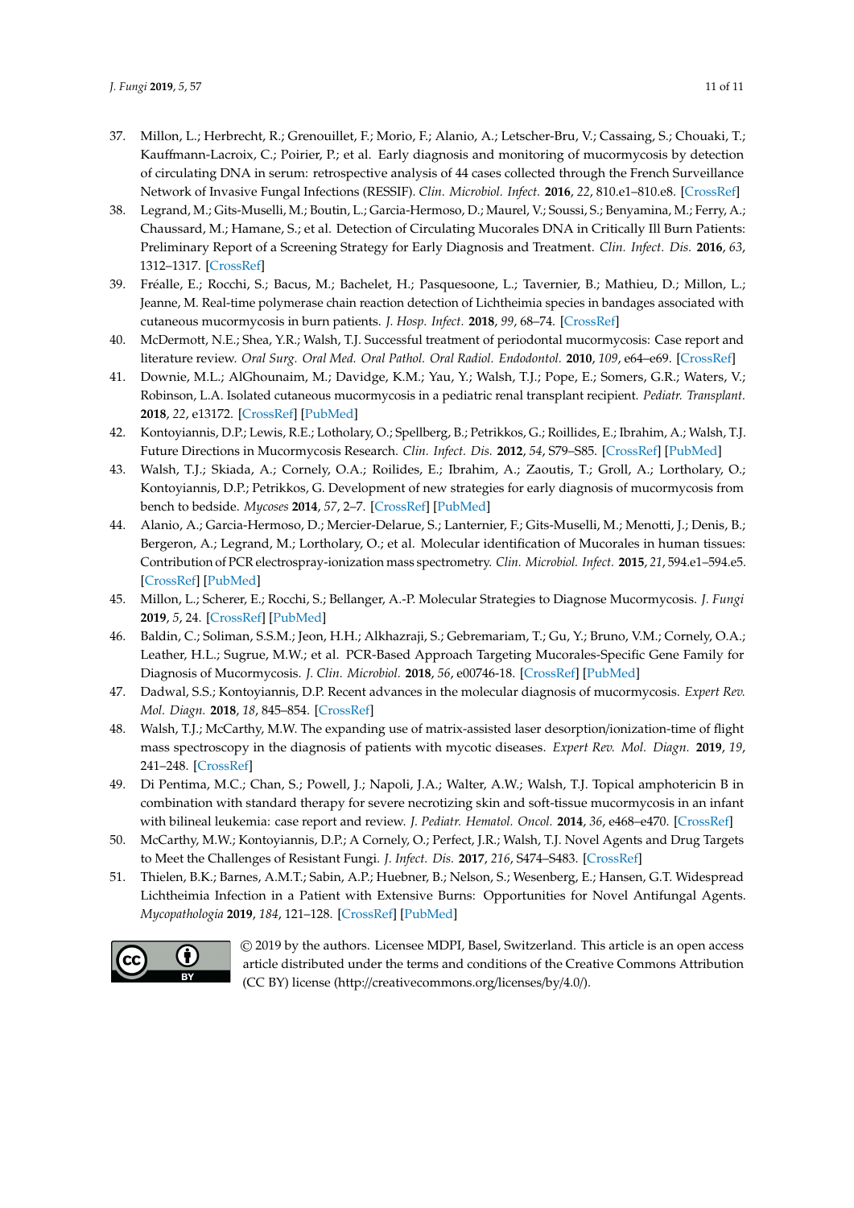37. Millon, L.; Herbrecht, R.; Grenouillet, F.; Morio, F.; Alanio, A.; Letscher-Bru, V.; Cassaing, S.; Chouaki, T.; Kauffmann-Lacroix, C.; Poirier, P.; et al. Early diagnosis and monitoring of mucormycosis by detection of circulating DNA in serum: retrospective analysis of 44 cases collected through the French Surveillance Network of Invasive Fungal Infections (RESSIF). *Clin. Microbiol. Infect.* **2016**, *22*, 810.e1–810.e8. [CrossRef]
38. Legrand, M.; Gits-Muselli, M.; Boutin, L.; Garcia-Hermoso, D.; Maurel, V.; Soussi, S.; Benyamina, M.; Ferry, A.; Chaussard, M.; Hamane, S.; et al. Detection of Circulating Mucorales DNA in Critically Ill Burn Patients: Preliminary Report of a Screening Strategy for Early Diagnosis and Treatment. *Clin. Infect. Dis.* **2016**, *63*, 1312–1317. [CrossRef]
39. Fréalle, E.; Rocchi, S.; Bacus, M.; Bachelet, H.; Pasquesoone, L.; Tavernier, B.; Mathieu, D.; Millon, L.; Jeanne, M. Real-time polymerase chain reaction detection of Lichtheimia species in bandages associated with cutaneous mucormycosis in burn patients. *J. Hosp. Infect.* **2018**, *99*, 68–74. [CrossRef]
40. McDermott, N.E.; Shea, Y.R.; Walsh, T.J. Successful treatment of periodontal mucormycosis: Case report and literature review. *Oral Surg. Oral Med. Oral Pathol. Oral Radiol. Endodontol.* **2010**, *109*, e64–e69. [CrossRef]
41. Downie, M.L.; AlGhounaim, M.; Davidge, K.M.; Yau, Y.; Walsh, T.J.; Pope, E.; Somers, G.R.; Waters, V.; Robinson, L.A. Isolated cutaneous mucormycosis in a pediatric renal transplant recipient. *Pediatr. Transplant.* **2018**, *22*, e13172. [CrossRef] [PubMed]
42. Kontoyiannis, D.P.; Lewis, R.E.; Lotholary, O.; Spellberg, B.; Petrikkos, G.; Roillides, E.; Ibrahim, A.; Walsh, T.J. Future Directions in Mucormycosis Research. *Clin. Infect. Dis.* **2012**, *54*, S79–S85. [CrossRef] [PubMed]
43. Walsh, T.J.; Skiada, A.; Cornely, O.A.; Roilides, E.; Ibrahim, A.; Zaoutis, T.; Groll, A.; Lortholary, O.; Kontoyiannis, D.P.; Petrikkos, G. Development of new strategies for early diagnosis of mucormycosis from bench to bedside. *Mycoses* **2014**, *57*, 2–7. [CrossRef] [PubMed]
44. Alanio, A.; Garcia-Hermoso, D.; Mercier-Delarue, S.; Lanternier, F.; Gits-Muselli, M.; Menotti, J.; Denis, B.; Bergeron, A.; Legrand, M.; Lortholary, O.; et al. Molecular identification of Mucorales in human tissues: Contribution of PCR electrospray-ionization mass spectrometry. *Clin. Microbiol. Infect.* **2015**, *21*, 594.e1–594.e5. [CrossRef] [PubMed]
45. Millon, L.; Scherer, E.; Rocchi, S.; Bellanger, A.-P. Molecular Strategies to Diagnose Mucormycosis. *J. Fungi* **2019**, *5*, 24. [CrossRef] [PubMed]
46. Baldin, C.; Soliman, S.S.M.; Jeon, H.H.; Alkhazraji, S.; Gebremariam, T.; Gu, Y.; Bruno, V.M.; Cornely, O.A.; Leather, H.L.; Sugrue, M.W.; et al. PCR-Based Approach Targeting Mucorales-Specific Gene Family for Diagnosis of Mucormycosis. *J. Clin. Microbiol.* **2018**, *56*, e00746-18. [CrossRef] [PubMed]
47. Dadwal, S.S.; Kontoyiannis, D.P. Recent advances in the molecular diagnosis of mucormycosis. *Expert Rev. Mol. Diagn.* **2018**, *18*, 845–854. [CrossRef]
48. Walsh, T.J.; McCarthy, M.W. The expanding use of matrix-assisted laser desorption/ionization-time of flight mass spectroscopy in the diagnosis of patients with mycotic diseases. *Expert Rev. Mol. Diagn.* **2019**, *19*, 241–248. [CrossRef]
49. Di Pentima, M.C.; Chan, S.; Powell, J.; Napoli, J.A.; Walter, A.W.; Walsh, T.J. Topical amphotericin B in combination with standard therapy for severe necrotizing skin and soft-tissue mucormycosis in an infant with bilineal leukemia: case report and review. *J. Pediatr. Hematol. Oncol.* **2014**, *36*, e468–e470. [CrossRef]
50. McCarthy, M.W.; Kontoyiannis, D.P.; A Cornely, O.; Perfect, J.R.; Walsh, T.J. Novel Agents and Drug Targets to Meet the Challenges of Resistant Fungi. *J. Infect. Dis.* **2017**, *216*, S474–S483. [CrossRef]
51. Thielen, B.K.; Barnes, A.M.T.; Sabin, A.P.; Huebner, B.; Nelson, S.; Wesenberg, E.; Hansen, G.T. Widespread Lichtheimia Infection in a Patient with Extensive Burns: Opportunities for Novel Antifungal Agents. *Mycopathologia* **2019**, *184*, 121–128. [CrossRef] [PubMed]

© 2019 by the authors. Licensee MDPI, Basel, Switzerland. This article is an open access article distributed under the terms and conditions of the Creative Commons Attribution (CC BY) license (http://creativecommons.org/licenses/by/4.0/).